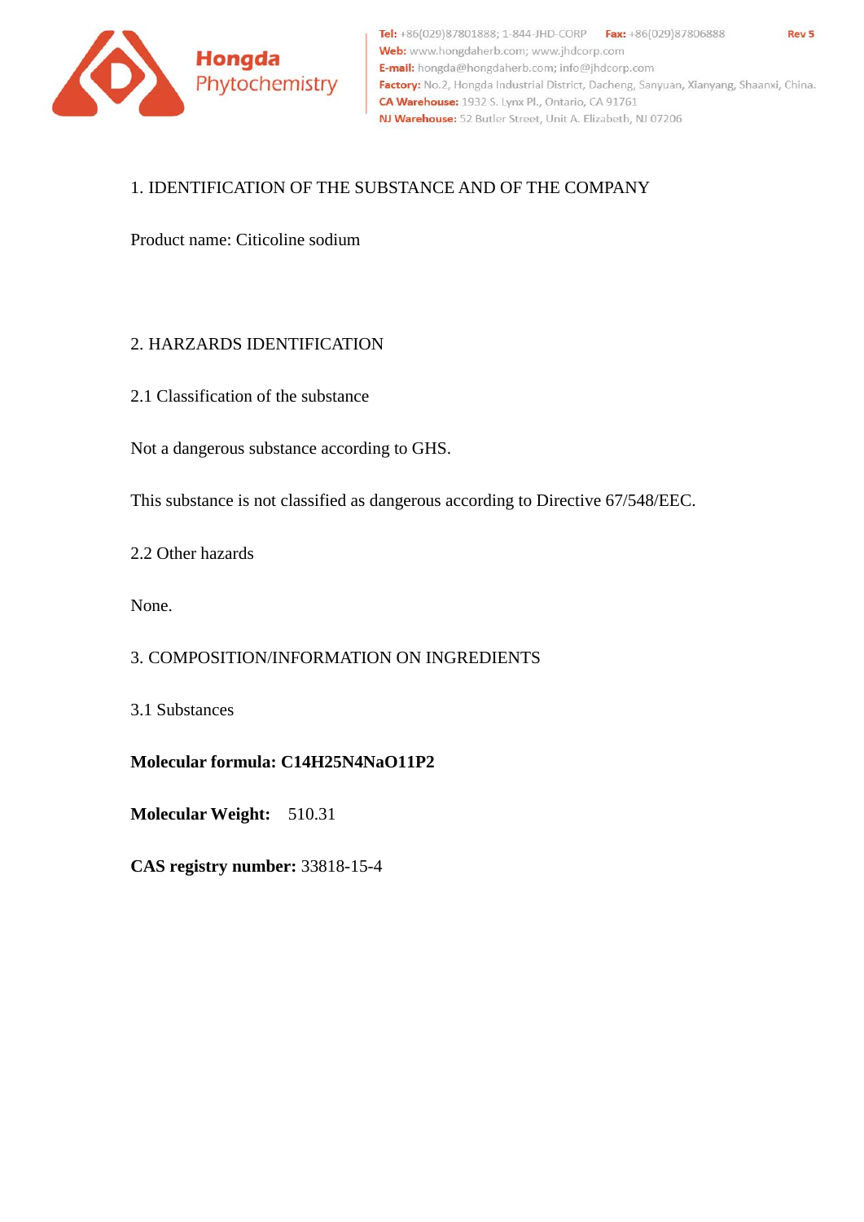Hongda Phytochemistry

**Tel:** +86(029)87801888; 1-844-JHD-CORP **Fax:** +86(029)87806888 **Rev 5**
**Web:** www.hongdaherb.com; www.jhdcorp.com
**E-mail:** hongda@hongdaherb.com; info@jhdcorp.com
**Factory:** No.2, Hongda Industrial District, Dacheng, Sanyuan, Xianyang, Shaanxi, China.
**CA Warehouse:** 1932 S. Lynx Pl., Ontario, CA 91761
**NJ Warehouse:** 52 Butler Street, Unit A. Elizabeth, NJ 07206

## 1. IDENTIFICATION OF THE SUBSTANCE AND OF THE COMPANY

Product name: Citicoline sodium

## 2. HARZARDS IDENTIFICATION

### 2.1 Classification of the substance

Not a dangerous substance according to GHS.

This substance is not classified as dangerous according to Directive 67/548/EEC.

### 2.2 Other hazards

None.

## 3. COMPOSITION/INFORMATION ON INGREDIENTS

### 3.1 Substances

**Molecular formula: $C_{14}H_{25}N_4NaO_{11}P_2$**

**Molecular Weight:** 510.31

**CAS registry number:** 33818-15-4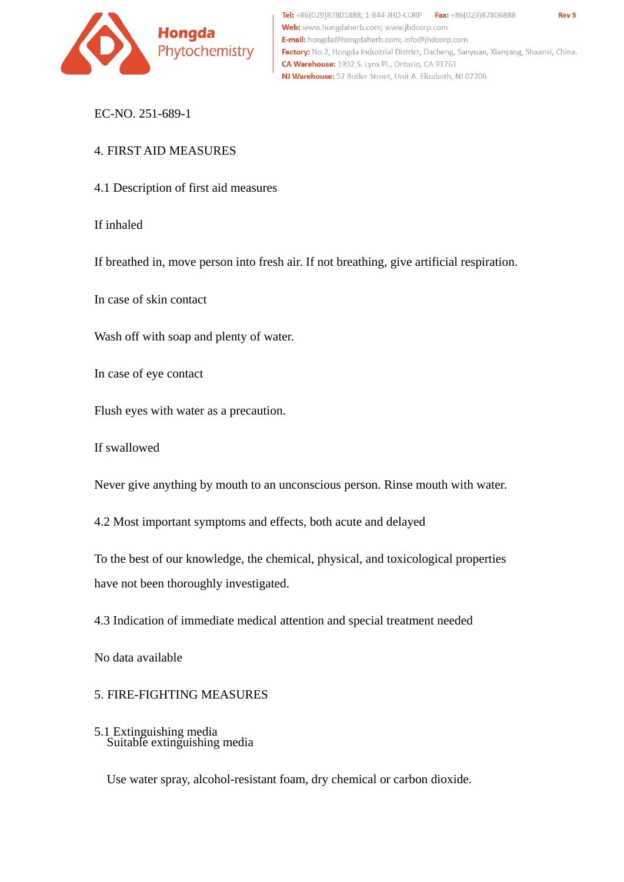EC-NO. 251-689-1

## 4. FIRST AID MEASURES

### 4.1 Description of first aid measures

If inhaled

If breathed in, move person into fresh air. If not breathing, give artificial respiration.

In case of skin contact

Wash off with soap and plenty of water.

In case of eye contact

Flush eyes with water as a precaution.

If swallowed

Never give anything by mouth to an unconscious person. Rinse mouth with water.

### 4.2 Most important symptoms and effects, both acute and delayed

To the best of our knowledge, the chemical, physical, and toxicological properties have not been thoroughly investigated.

### 4.3 Indication of immediate medical attention and special treatment needed

No data available

## 5. FIRE-FIGHTING MEASURES

### 5.1 Extinguishing media

Suitable extinguishing media

Use water spray, alcohol-resistant foam, dry chemical or carbon dioxide.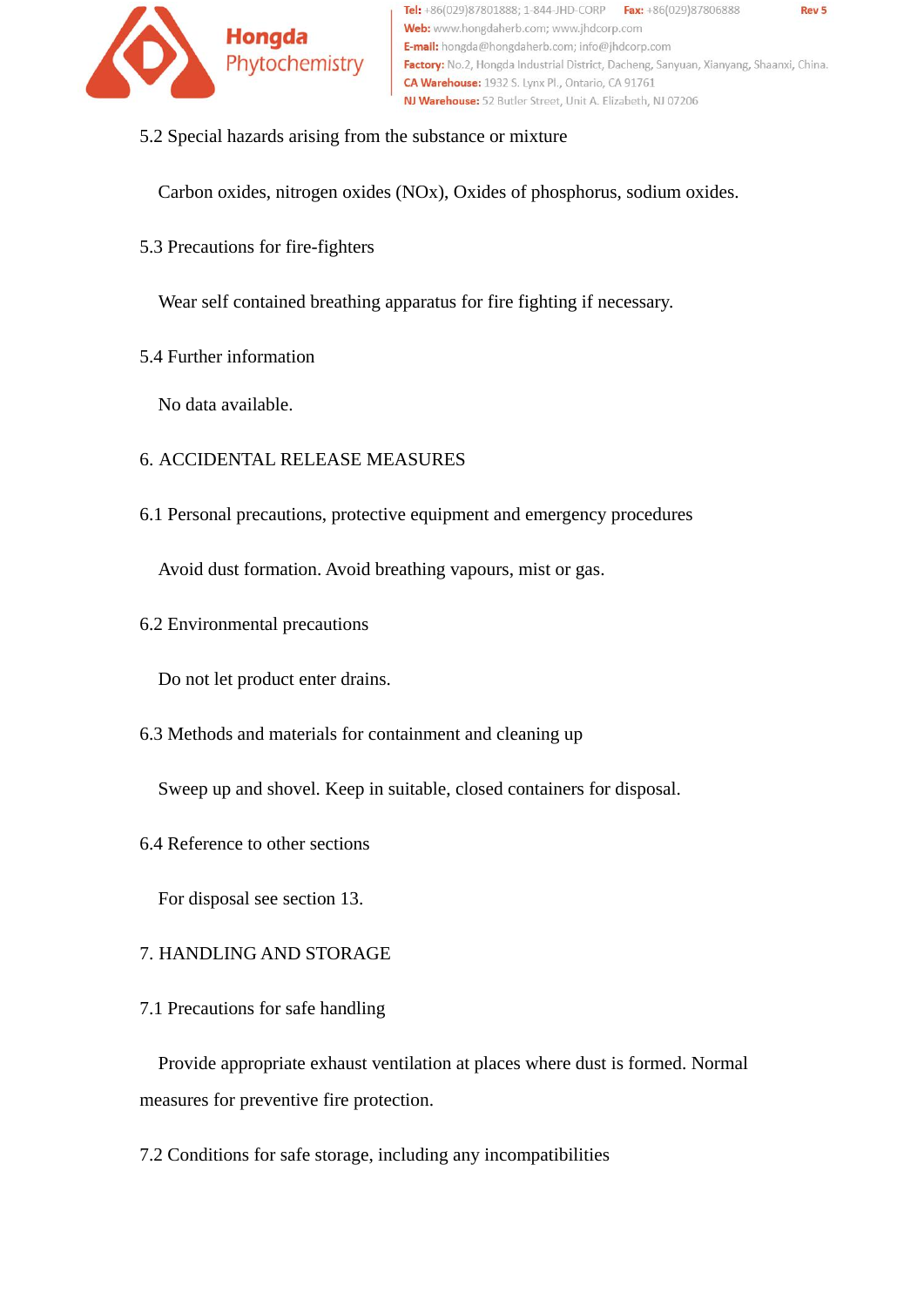5.2 Special hazards arising from the substance or mixture

Carbon oxides, nitrogen oxides (NOx), Oxides of phosphorus, sodium oxides.

5.3 Precautions for fire-fighters

Wear self contained breathing apparatus for fire fighting if necessary.

5.4 Further information

No data available.

## 6. ACCIDENTAL RELEASE MEASURES

6.1 Personal precautions, protective equipment and emergency procedures

Avoid dust formation. Avoid breathing vapours, mist or gas.

6.2 Environmental precautions

Do not let product enter drains.

6.3 Methods and materials for containment and cleaning up

Sweep up and shovel. Keep in suitable, closed containers for disposal.

6.4 Reference to other sections

For disposal see section 13.

## 7. HANDLING AND STORAGE

7.1 Precautions for safe handling

Provide appropriate exhaust ventilation at places where dust is formed. Normal measures for preventive fire protection.

7.2 Conditions for safe storage, including any incompatibilities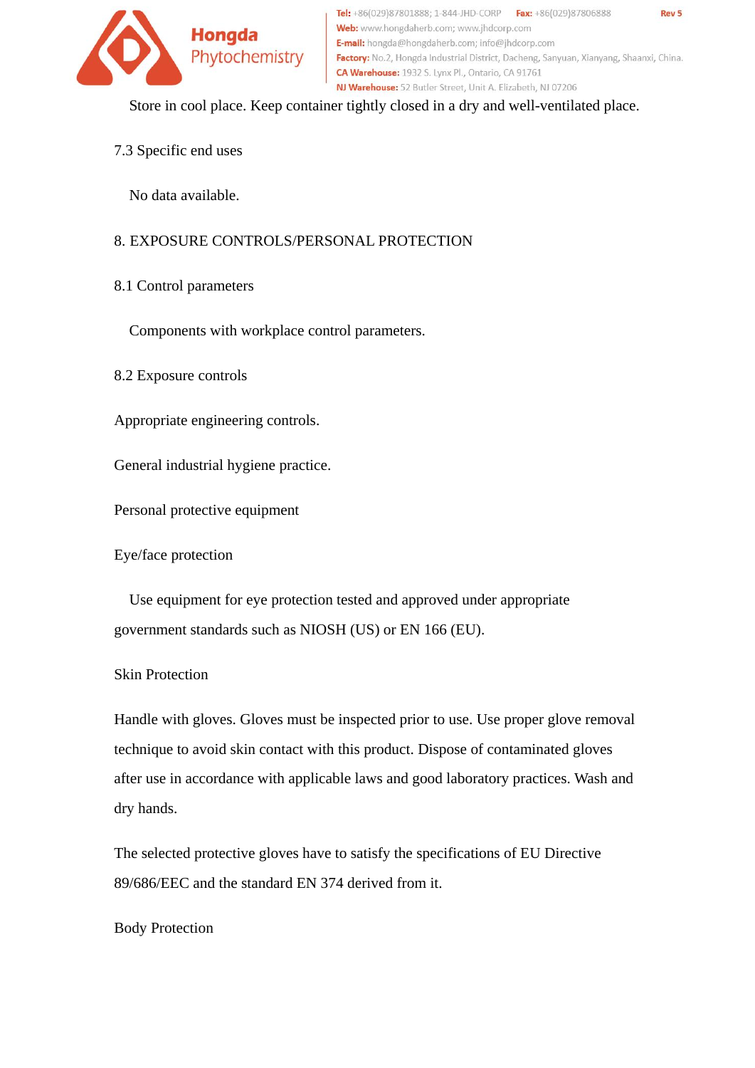Store in cool place. Keep container tightly closed in a dry and well-ventilated place.

7.3 Specific end uses

No data available.

## 8. EXPOSURE CONTROLS/PERSONAL PROTECTION

8.1 Control parameters

Components with workplace control parameters.

8.2 Exposure controls

Appropriate engineering controls.

General industrial hygiene practice.

Personal protective equipment

Eye/face protection

Use equipment for eye protection tested and approved under appropriate government standards such as NIOSH (US) or EN 166 (EU).

Skin Protection

Handle with gloves. Gloves must be inspected prior to use. Use proper glove removal technique to avoid skin contact with this product. Dispose of contaminated gloves after use in accordance with applicable laws and good laboratory practices. Wash and dry hands.

The selected protective gloves have to satisfy the specifications of EU Directive 89/686/EEC and the standard EN 374 derived from it.

Body Protection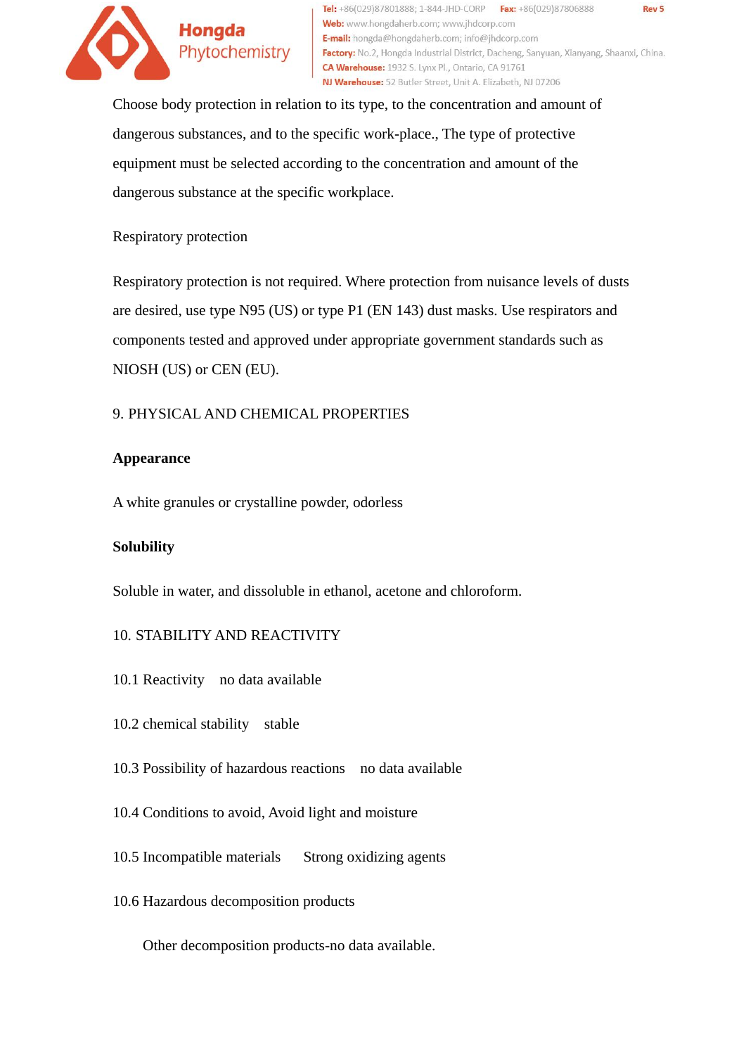Choose body protection in relation to its type, to the concentration and amount of dangerous substances, and to the specific work-place., The type of protective equipment must be selected according to the concentration and amount of the dangerous substance at the specific workplace.

Respiratory protection

Respiratory protection is not required. Where protection from nuisance levels of dusts are desired, use type N95 (US) or type P1 (EN 143) dust masks. Use respirators and components tested and approved under appropriate government standards such as NIOSH (US) or CEN (EU).

## 9. PHYSICAL AND CHEMICAL PROPERTIES

**Appearance**

A white granules or crystalline powder, odorless

**Solubility**

Soluble in water, and dissoluble in ethanol, acetone and chloroform.

## 10. STABILITY AND REACTIVITY

10.1 Reactivity no data available

10.2 chemical stability stable

10.3 Possibility of hazardous reactions no data available

10.4 Conditions to avoid, Avoid light and moisture

10.5 Incompatible materials Strong oxidizing agents

10.6 Hazardous decomposition products

Other decomposition products-no data available.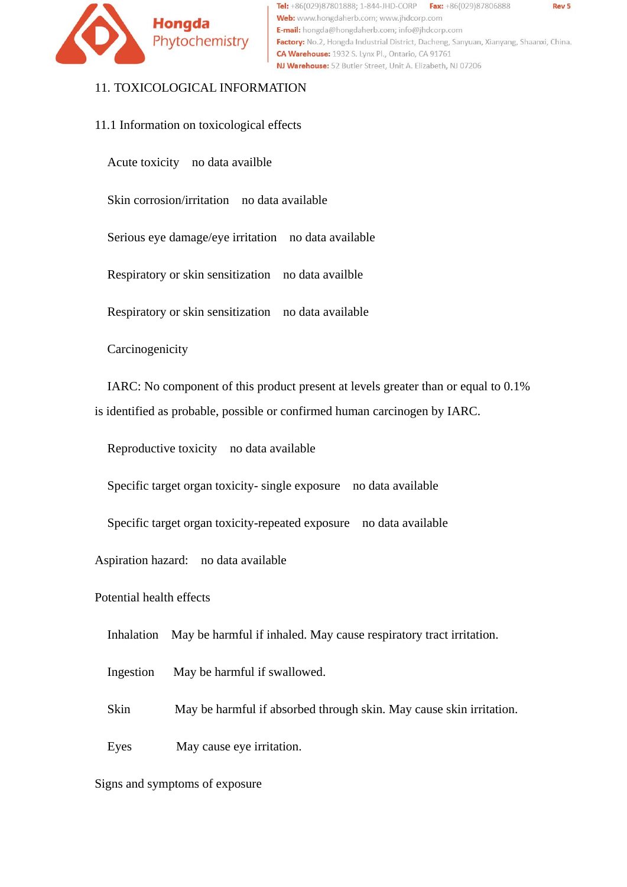## 11. TOXICOLOGICAL INFORMATION

### 11.1 Information on toxicological effects

Acute toxicity  no data availble

Skin corrosion/irritation  no data available

Serious eye damage/eye irritation  no data available

Respiratory or skin sensitization  no data availble

Respiratory or skin sensitization  no data available

Carcinogenicity

IARC: No component of this product present at levels greater than or equal to 0.1% is identified as probable, possible or confirmed human carcinogen by IARC.

Reproductive toxicity  no data available

Specific target organ toxicity- single exposure  no data available

Specific target organ toxicity-repeated exposure  no data available

Aspiration hazard:  no data available

Potential health effects

Inhalation  May be harmful if inhaled. May cause respiratory tract irritation.

Ingestion  May be harmful if swallowed.

Skin  May be harmful if absorbed through skin. May cause skin irritation.

Eyes  May cause eye irritation.

Signs and symptoms of exposure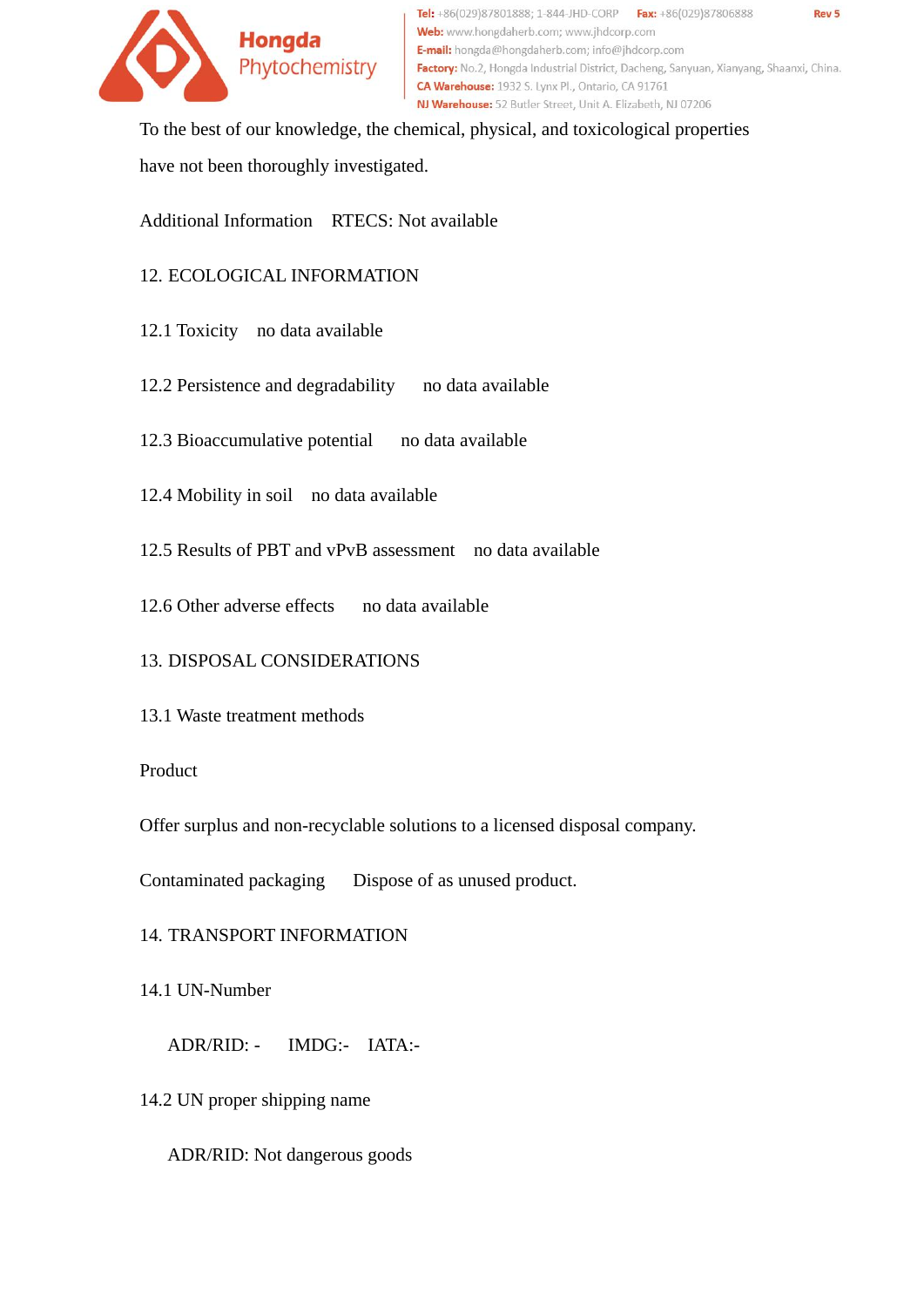To the best of our knowledge, the chemical, physical, and toxicological properties have not been thoroughly investigated.

Additional Information RTECS: Not available

## 12. ECOLOGICAL INFORMATION

12.1 Toxicity no data available

12.2 Persistence and degradability no data available

12.3 Bioaccumulative potential no data available

12.4 Mobility in soil no data available

12.5 Results of PBT and vPvB assessment no data available

12.6 Other adverse effects no data available

## 13. DISPOSAL CONSIDERATIONS

13.1 Waste treatment methods

Product

Offer surplus and non-recyclable solutions to a licensed disposal company.

Contaminated packaging Dispose of as unused product.

## 14. TRANSPORT INFORMATION

14.1 UN-Number

ADR/RID: - IMDG:- IATA:-

14.2 UN proper shipping name

ADR/RID: Not dangerous goods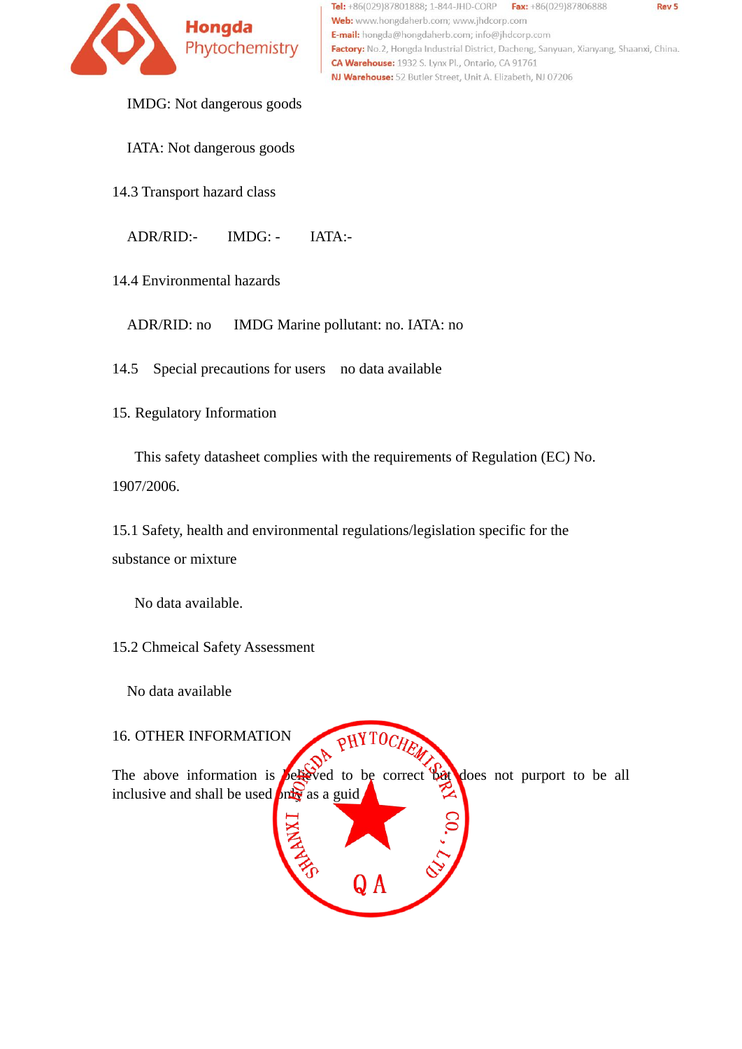IMDG: Not dangerous goods

IATA: Not dangerous goods

14.3 Transport hazard class

ADR/RID:- IMDG: - IATA:-

14.4 Environmental hazards

ADR/RID: no IMDG Marine pollutant: no. IATA: no

14.5 Special precautions for users no data available

## 15. Regulatory Information

This safety datasheet complies with the requirements of Regulation (EC) No. 1907/2006.

15.1 Safety, health and environmental regulations/legislation specific for the substance or mixture

No data available.

15.2 Chmeical Safety Assessment

No data available

## 16. OTHER INFORMATION

The above information is believed to be correct but does not purport to be all inclusive and shall be used only as a guid

SHAANXI HONGDA PHYTOCHEMISTRY CO., LTD
QA